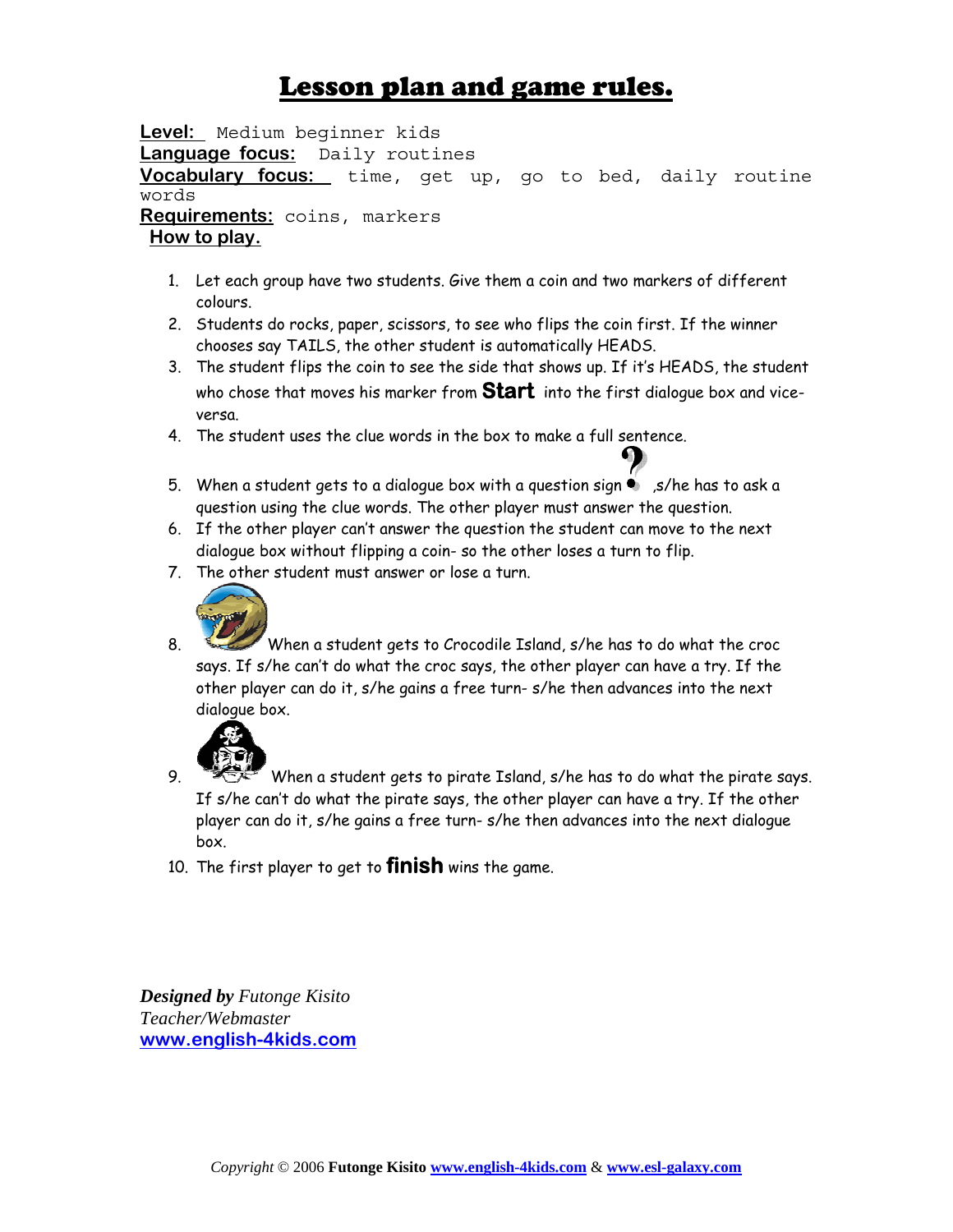# Lesson plan and game rules.

**Level:** Medium beginner kids
**Language focus:** Daily routines
**Vocabulary focus:** time, get up, go to bed, daily routine words
**Requirements:** coins, markers
**How to play.**

1. Let each group have two students. Give them a coin and two markers of different colours.
2. Students do rocks, paper, scissors, to see who flips the coin first. If the winner chooses say TAILS, the other student is automatically HEADS.
3. The student flips the coin to see the side that shows up. If it's HEADS, the student who chose that moves his marker from **Start** into the first dialogue box and vice-versa.
4. The student uses the clue words in the box to make a full sentence.
5. When a student gets to a dialogue box with a question sign ? ,s/he has to ask a question using the clue words. The other player must answer the question.
6. If the other player can't answer the question the student can move to the next dialogue box without flipping a coin- so the other loses a turn to flip.
7. The other student must answer or lose a turn.
8. When a student gets to Crocodile Island, s/he has to do what the croc says. If s/he can't do what the croc says, the other player can have a try. If the other player can do it, s/he gains a free turn- s/he then advances into the next dialogue box.
9. When a student gets to pirate Island, s/he has to do what the pirate says. If s/he can't do what the pirate says, the other player can have a try. If the other player can do it, s/he gains a free turn- s/he then advances into the next dialogue box.
10. The first player to get to **finish** wins the game.

***Designed by*** *Futonge Kisito*
*Teacher/Webmaster*
**www.english-4kids.com**

*Copyright* © 2006 **Futonge Kisito** **www.english-4kids.com** & **www.esl-galaxy.com**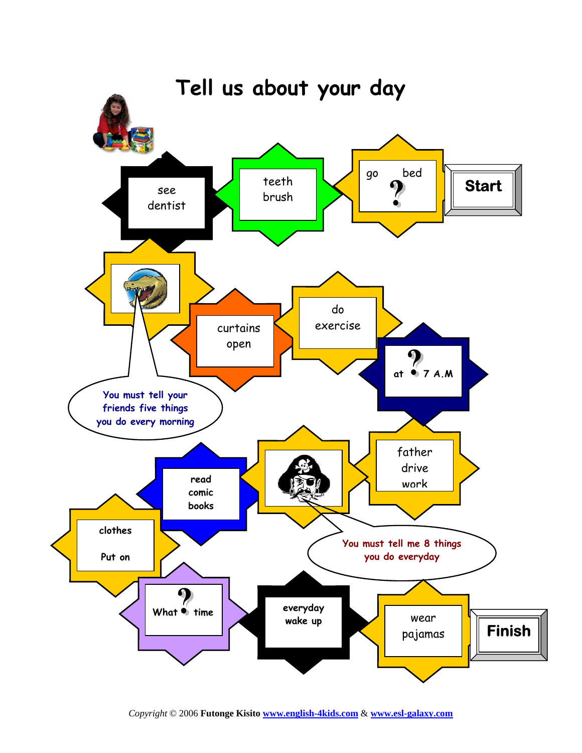# Tell us about your day

Start

go bed
?

teeth
brush

see
dentist

curtains
open

do
exercise

You must tell your friends five things you do every morning

at ? 7 A.M

father
drive
work

read
comic
books

You must tell me 8 things you do everyday

clothes

Put on

What ? time

everyday
wake up

wear
pajamas

Finish

*Copyright* © 2006 **Futonge Kisito** www.english-4kids.com & www.esl-galaxy.com